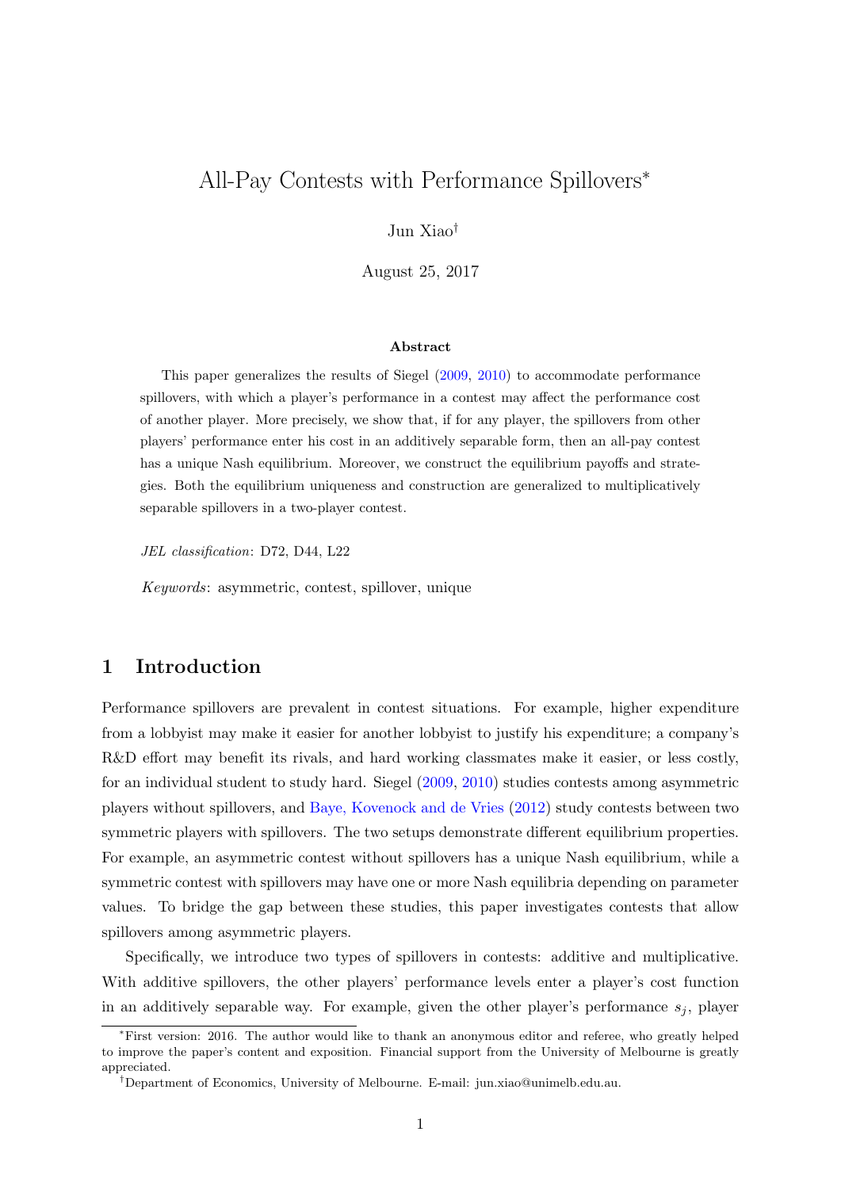# All-Pay Contests with Performance Spillovers*

Jun Xiao[†]

August 25, 2017

### Abstract

This paper generalizes the results of Siegel (2009, 2010) to accommodate performance spillovers, with which a player's performance in a contest may affect the performance cost of another player. More precisely, we show that, if for any player, the spillovers from other players' performance enter his cost in an additively separable form, then an all-pay contest has a unique Nash equilibrium. Moreover, we construct the equilibrium payoffs and strategies. Both the equilibrium uniqueness and construction are generalized to multiplicatively separable spillovers in a two-player contest.

*JEL classification*: D72, D44, L22

*Keywords*: asymmetric, contest, spillover, unique

## 1 Introduction

Performance spillovers are prevalent in contest situations. For example, higher expenditure from a lobbyist may make it easier for another lobbyist to justify his expenditure; a company's R&D effort may benefit its rivals, and hard working classmates make it easier, or less costly, for an individual student to study hard. Siegel (2009, 2010) studies contests among asymmetric players without spillovers, and Baye, Kovenock and de Vries (2012) study contests between two symmetric players with spillovers. The two setups demonstrate different equilibrium properties. For example, an asymmetric contest without spillovers has a unique Nash equilibrium, while a symmetric contest with spillovers may have one or more Nash equilibria depending on parameter values. To bridge the gap between these studies, this paper investigates contests that allow spillovers among asymmetric players.

Specifically, we introduce two types of spillovers in contests: additive and multiplicative. With additive spillovers, the other players' performance levels enter a player's cost function in an additively separable way. For example, given the other player's performance $s_j$, player

---

*First version: 2016. The author would like to thank an anonymous editor and referee, who greatly helped to improve the paper's content and exposition. Financial support from the University of Melbourne is greatly appreciated.

[†]Department of Economics, University of Melbourne. E-mail: jun.xiao@unimelb.edu.au.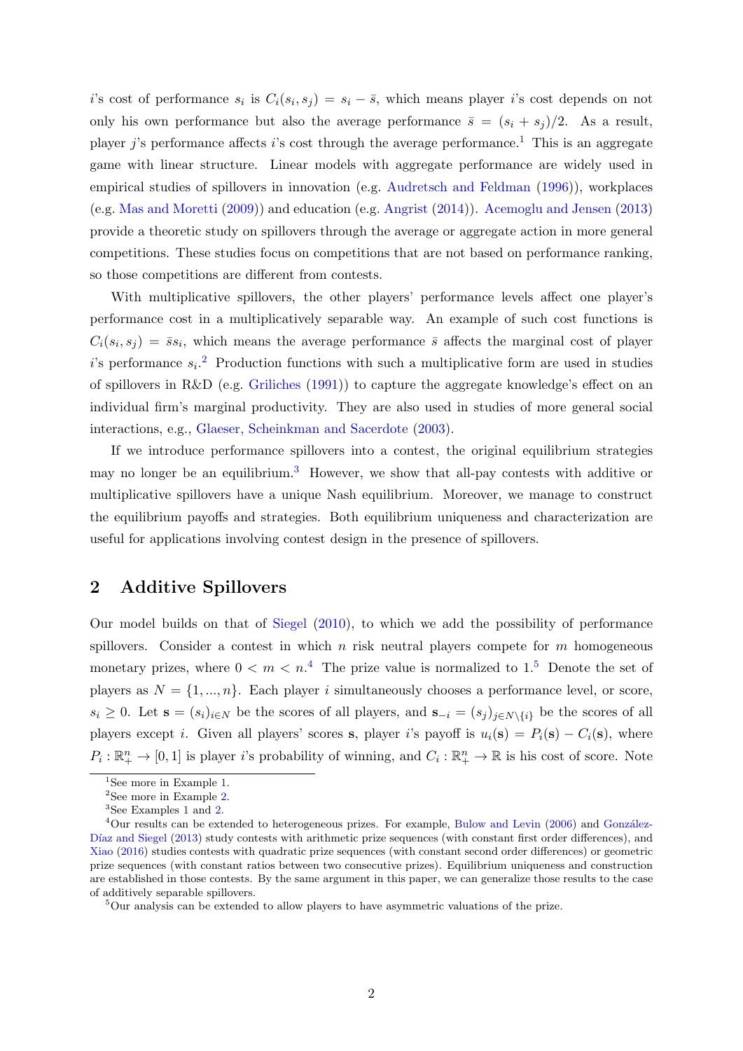$i$'s cost of performance $s_i$ is $C_i(s_i, s_j) = s_i - \bar{s}$, which means player $i$'s cost depends on not only his own performance but also the average performance $\bar{s} = (s_i + s_j)/2$. As a result, player $j$'s performance affects $i$'s cost through the average performance.[1] This is an aggregate game with linear structure. Linear models with aggregate performance are widely used in empirical studies of spillovers in innovation (e.g. Audretsch and Feldman (1996)), workplaces (e.g. Mas and Moretti (2009)) and education (e.g. Angrist (2014)). Acemoglu and Jensen (2013) provide a theoretic study on spillovers through the average or aggregate action in more general competitions. These studies focus on competitions that are not based on performance ranking, so those competitions are different from contests.

With multiplicative spillovers, the other players' performance levels affect one player's performance cost in a multiplicatively separable way. An example of such cost functions is $C_i(s_i, s_j) = \bar{s}s_i$, which means the average performance $\bar{s}$ affects the marginal cost of player $i$'s performance $s_i$.[2] Production functions with such a multiplicative form are used in studies of spillovers in R&D (e.g. Griliches (1991)) to capture the aggregate knowledge's effect on an individual firm's marginal productivity. They are also used in studies of more general social interactions, e.g., Glaeser, Scheinkman and Sacerdote (2003).

If we introduce performance spillovers into a contest, the original equilibrium strategies may no longer be an equilibrium.[3] However, we show that all-pay contests with additive or multiplicative spillovers have a unique Nash equilibrium. Moreover, we manage to construct the equilibrium payoffs and strategies. Both equilibrium uniqueness and characterization are useful for applications involving contest design in the presence of spillovers.

## 2 Additive Spillovers

Our model builds on that of Siegel (2010), to which we add the possibility of performance spillovers. Consider a contest in which $n$ risk neutral players compete for $m$ homogeneous monetary prizes, where $0 < m < n$.[4] The prize value is normalized to 1.[5] Denote the set of players as $N = \{1, ..., n\}$. Each player $i$ simultaneously chooses a performance level, or score, $s_i \geq 0$. Let $\mathbf{s} = (s_i)_{i \in N}$ be the scores of all players, and $\mathbf{s}_{-i} = (s_j)_{j \in N \setminus \{i\}}$ be the scores of all players except $i$. Given all players' scores $\mathbf{s}$, player $i$'s payoff is $u_i(\mathbf{s}) = P_i(\mathbf{s}) - C_i(\mathbf{s})$, where $P_i : \mathbb{R}^n_+ \to [0, 1]$ is player $i$'s probability of winning, and $C_i : \mathbb{R}^n_+ \to \mathbb{R}$ is his cost of score. Note

---

[1] See more in Example 1.

[2] See more in Example 2.

[3] See Examples 1 and 2.

[4] Our results can be extended to heterogeneous prizes. For example, Bulow and Levin (2006) and González-Díaz and Siegel (2013) study contests with arithmetic prize sequences (with constant first order differences), and Xiao (2016) studies contests with quadratic prize sequences (with constant second order differences) or geometric prize sequences (with constant ratios between two consecutive prizes). Equilibrium uniqueness and construction are established in those contests. By the same argument in this paper, we can generalize those results to the case of additively separable spillovers.

[5] Our analysis can be extended to allow players to have asymmetric valuations of the prize.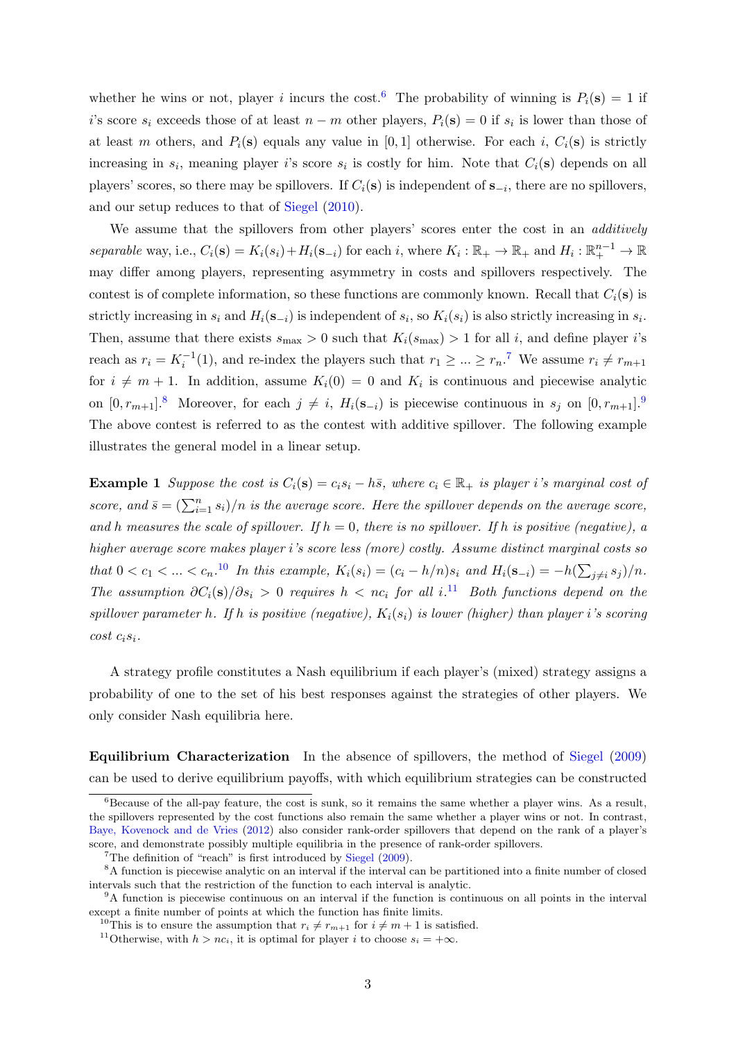whether he wins or not, player $i$ incurs the cost.[6] The probability of winning is $P_i(\mathbf{s}) = 1$ if $i$'s score $s_i$ exceeds those of at least $n - m$ other players, $P_i(\mathbf{s}) = 0$ if $s_i$ is lower than those of at least $m$ others, and $P_i(\mathbf{s})$ equals any value in $[0, 1]$ otherwise. For each $i$, $C_i(\mathbf{s})$ is strictly increasing in $s_i$, meaning player $i$'s score $s_i$ is costly for him. Note that $C_i(\mathbf{s})$ depends on all players' scores, so there may be spillovers. If $C_i(\mathbf{s})$ is independent of $\mathbf{s}_{-i}$, there are no spillovers, and our setup reduces to that of Siegel (2010).

We assume that the spillovers from other players' scores enter the cost in an *additively separable* way, i.e., $C_i(\mathbf{s}) = K_i(s_i) + H_i(\mathbf{s}_{-i})$ for each $i$, where $K_i : \mathbb{R}_+ \to \mathbb{R}_+$ and $H_i : \mathbb{R}_+^{n-1} \to \mathbb{R}$ may differ among players, representing asymmetry in costs and spillovers respectively. The contest is of complete information, so these functions are commonly known. Recall that $C_i(\mathbf{s})$ is strictly increasing in $s_i$ and $H_i(\mathbf{s}_{-i})$ is independent of $s_i$, so $K_i(s_i)$ is also strictly increasing in $s_i$. Then, assume that there exists $s_{\max} > 0$ such that $K_i(s_{\max}) > 1$ for all $i$, and define player $i$'s reach as $r_i = K_i^{-1}(1)$, and re-index the players such that $r_1 \geq ... \geq r_n$.[7] We assume $r_i \neq r_{m+1}$ for $i \neq m + 1$. In addition, assume $K_i(0) = 0$ and $K_i$ is continuous and piecewise analytic on $[0, r_{m+1}]$.[8] Moreover, for each $j \neq i$, $H_i(\mathbf{s}_{-i})$ is piecewise continuous in $s_j$ on $[0, r_{m+1}]$.[9] The above contest is referred to as the contest with additive spillover. The following example illustrates the general model in a linear setup.

**Example 1** *Suppose the cost is $C_i(\mathbf{s}) = c_i s_i - h\bar{s}$, where $c_i \in \mathbb{R}_+$ is player $i$'s marginal cost of score, and $\bar{s} = (\sum_{i=1}^n s_i)/n$ is the average score. Here the spillover depends on the average score, and $h$ measures the scale of spillover. If $h = 0$, there is no spillover. If $h$ is positive (negative), a higher average score makes player $i$'s score less (more) costly. Assume distinct marginal costs so that $0 < c_1 < ... < c_n$.*[10] *In this example, $K_i(s_i) = (c_i - h/n)s_i$ and $H_i(\mathbf{s}_{-i}) = -h(\sum_{j \neq i} s_j)/n$. The assumption $\partial C_i(\mathbf{s})/\partial s_i > 0$ requires $h < nc_i$ for all $i$.*[11] *Both functions depend on the spillover parameter $h$. If $h$ is positive (negative), $K_i(s_i)$ is lower (higher) than player $i$'s scoring cost $c_i s_i$.*

A strategy profile constitutes a Nash equilibrium if each player's (mixed) strategy assigns a probability of one to the set of his best responses against the strategies of other players. We only consider Nash equilibria here.

**Equilibrium Characterization** In the absence of spillovers, the method of Siegel (2009) can be used to derive equilibrium payoffs, with which equilibrium strategies can be constructed

---

[6] Because of the all-pay feature, the cost is sunk, so it remains the same whether a player wins. As a result, the spillovers represented by the cost functions also remain the same whether a player wins or not. In contrast, Baye, Kovenock and de Vries (2012) also consider rank-order spillovers that depend on the rank of a player's score, and demonstrate possibly multiple equilibria in the presence of rank-order spillovers.

[7] The definition of "reach" is first introduced by Siegel (2009).

[8] A function is piecewise analytic on an interval if the interval can be partitioned into a finite number of closed intervals such that the restriction of the function to each interval is analytic.

[9] A function is piecewise continuous on an interval if the function is continuous on all points in the interval except a finite number of points at which the function has finite limits.

[10] This is to ensure the assumption that $r_i \neq r_{m+1}$ for $i \neq m + 1$ is satisfied.

[11] Otherwise, with $h > nc_i$, it is optimal for player $i$ to choose $s_i = +\infty$.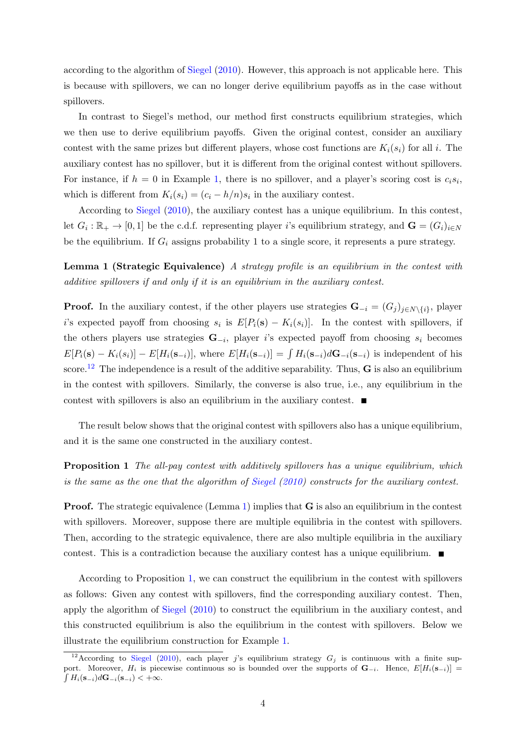according to the algorithm of Siegel (2010). However, this approach is not applicable here. This is because with spillovers, we can no longer derive equilibrium payoffs as in the case without spillovers.

In contrast to Siegel's method, our method first constructs equilibrium strategies, which we then use to derive equilibrium payoffs. Given the original contest, consider an auxiliary contest with the same prizes but different players, whose cost functions are $K_i(s_i)$ for all $i$. The auxiliary contest has no spillover, but it is different from the original contest without spillovers. For instance, if $h = 0$ in Example 1, there is no spillover, and a player's scoring cost is $c_i s_i$, which is different from $K_i(s_i) = (c_i - h/n)s_i$ in the auxiliary contest.

According to Siegel (2010), the auxiliary contest has a unique equilibrium. In this contest, let $G_i : \mathbb{R}_+ \to [0, 1]$ be the c.d.f. representing player $i$'s equilibrium strategy, and $\mathbf{G} = (G_i)_{i \in N}$ be the equilibrium. If $G_i$ assigns probability 1 to a single score, it represents a pure strategy.

**Lemma 1 (Strategic Equivalence)** *A strategy profile is an equilibrium in the contest with additive spillovers if and only if it is an equilibrium in the auxiliary contest.*

**Proof.** In the auxiliary contest, if the other players use strategies $\mathbf{G}_{-i} = (G_j)_{j \in N \setminus \{i\}}$, player $i$'s expected payoff from choosing $s_i$ is $E[P_i(\mathbf{s}) - K_i(s_i)]$. In the contest with spillovers, if the others players use strategies $\mathbf{G}_{-i}$, player $i$'s expected payoff from choosing $s_i$ becomes $E[P_i(\mathbf{s}) - K_i(s_i)] - E[H_i(\mathbf{s}_{-i})]$, where $E[H_i(\mathbf{s}_{-i})] = \int H_i(\mathbf{s}_{-i}) d\mathbf{G}_{-i}(\mathbf{s}_{-i})$ is independent of his score.[12] The independence is a result of the additive separability. Thus, $\mathbf{G}$ is also an equilibrium in the contest with spillovers. Similarly, the converse is also true, i.e., any equilibrium in the contest with spillovers is also an equilibrium in the auxiliary contest. ■

The result below shows that the original contest with spillovers also has a unique equilibrium, and it is the same one constructed in the auxiliary contest.

**Proposition 1** *The all-pay contest with additively spillovers has a unique equilibrium, which is the same as the one that the algorithm of Siegel (2010) constructs for the auxiliary contest.*

**Proof.** The strategic equivalence (Lemma 1) implies that $\mathbf{G}$ is also an equilibrium in the contest with spillovers. Moreover, suppose there are multiple equilibria in the contest with spillovers. Then, according to the strategic equivalence, there are also multiple equilibria in the auxiliary contest. This is a contradiction because the auxiliary contest has a unique equilibrium. ■

According to Proposition 1, we can construct the equilibrium in the contest with spillovers as follows: Given any contest with spillovers, find the corresponding auxiliary contest. Then, apply the algorithm of Siegel (2010) to construct the equilibrium in the auxiliary contest, and this constructed equilibrium is also the equilibrium in the contest with spillovers. Below we illustrate the equilibrium construction for Example 1.

[12] According to Siegel (2010), each player $j$'s equilibrium strategy $G_j$ is continuous with a finite support. Moreover, $H_i$ is piecewise continuous so is bounded over the supports of $\mathbf{G}_{-i}$. Hence, $E[H_i(\mathbf{s}_{-i})] = \int H_i(\mathbf{s}_{-i}) d\mathbf{G}_{-i}(\mathbf{s}_{-i}) < +\infty$.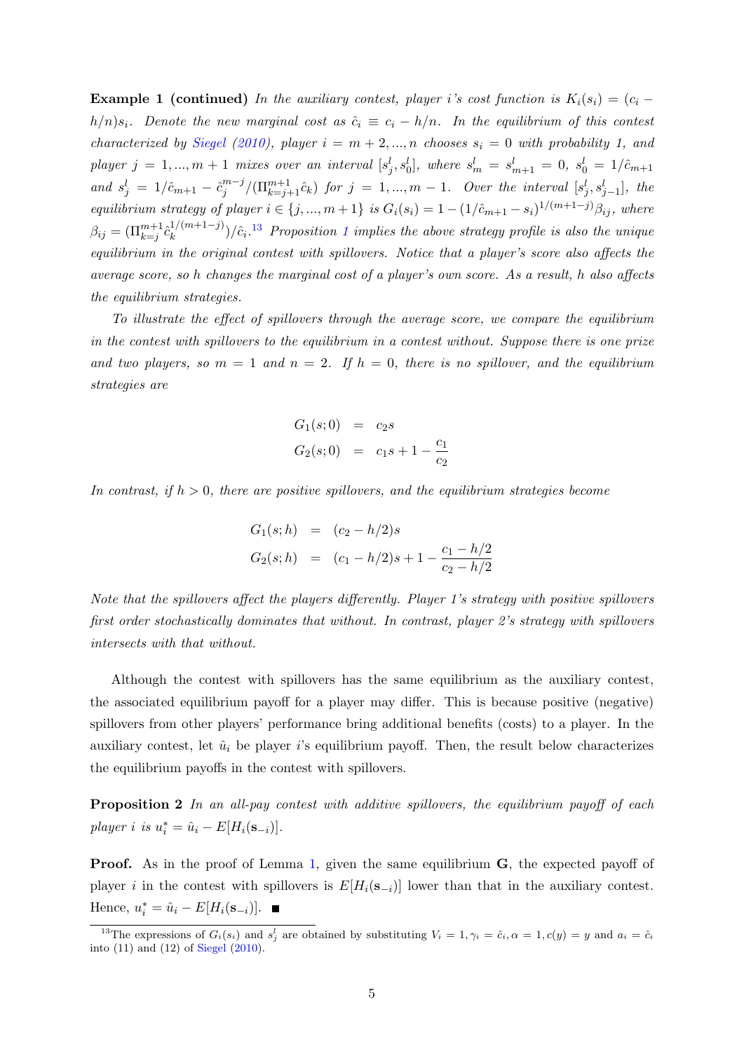**Example 1 (continued)** *In the auxiliary contest, player i's cost function is* $K_i(s_i) = (c_i - h/n)s_i$. *Denote the new marginal cost as* $\hat{c}_i \equiv c_i - h/n$. *In the equilibrium of this contest characterized by Siegel (2010), player* $i = m+2, ..., n$ *chooses* $s_i = 0$ *with probability 1, and player* $j = 1, ..., m+1$ *mixes over an interval* $[s_j^l, s_0^l]$, *where* $s_m^l = s_{m+1}^l = 0$, $s_0^l = 1/\hat{c}_{m+1}$ *and* $s_j^l = 1/\hat{c}_{m+1} - \hat{c}_j^{m-j}/(\Pi_{k=j+1}^{m+1}\hat{c}_k)$ *for* $j = 1, ..., m-1$. *Over the interval* $[s_j^l, s_{j-1}^l]$, *the equilibrium strategy of player* $i \in \{j, ..., m+1\}$ *is* $G_i(s_i) = 1 - (1/\hat{c}_{m+1} - s_i)^{1/(m+1-j)}\beta_{ij}$, *where* $\beta_{ij} = (\Pi_{k=j}^{m+1}\hat{c}_k^{1/(m+1-j)})/\hat{c}_i$.[13] *Proposition 1 implies the above strategy profile is also the unique equilibrium in the original contest with spillovers. Notice that a player's score also affects the average score, so h changes the marginal cost of a player's own score. As a result, h also affects the equilibrium strategies.*

*To illustrate the effect of spillovers through the average score, we compare the equilibrium in the contest with spillovers to the equilibrium in a contest without. Suppose there is one prize and two players, so* $m = 1$ *and* $n = 2$. *If* $h = 0$, *there is no spillover, and the equilibrium strategies are*

$$\begin{aligned}
G_1(s;0) &= c_2 s \\
G_2(s;0) &= c_1 s + 1 - \frac{c_1}{c_2}
\end{aligned}$$

*In contrast, if* $h > 0$, *there are positive spillovers, and the equilibrium strategies become*

$$\begin{aligned}
G_1(s;h) &= (c_2 - h/2)s \\
G_2(s;h) &= (c_1 - h/2)s + 1 - \frac{c_1 - h/2}{c_2 - h/2}
\end{aligned}$$

*Note that the spillovers affect the players differently. Player 1's strategy with positive spillovers first order stochastically dominates that without. In contrast, player 2's strategy with spillovers intersects with that without.*

Although the contest with spillovers has the same equilibrium as the auxiliary contest, the associated equilibrium payoff for a player may differ. This is because positive (negative) spillovers from other players' performance bring additional benefits (costs) to a player. In the auxiliary contest, let $\hat{u}_i$ be player $i$'s equilibrium payoff. Then, the result below characterizes the equilibrium payoffs in the contest with spillovers.

**Proposition 2** *In an all-pay contest with additive spillovers, the equilibrium payoff of each player i is* $u_i^* = \hat{u}_i - E[H_i(\mathbf{s}_{-i})]$.

**Proof.** As in the proof of Lemma 1, given the same equilibrium $\mathbf{G}$, the expected payoff of player $i$ in the contest with spillovers is $E[H_i(\mathbf{s}_{-i})]$ lower than that in the auxiliary contest. Hence, $u_i^* = \hat{u}_i - E[H_i(\mathbf{s}_{-i})]$. ■

[13] The expressions of $G_i(s_i)$ and $s_j^l$ are obtained by substituting $V_i = 1, \gamma_i = \hat{c}_i, \alpha = 1, c(y) = y$ and $a_i = \hat{c}_i$ into (11) and (12) of Siegel (2010).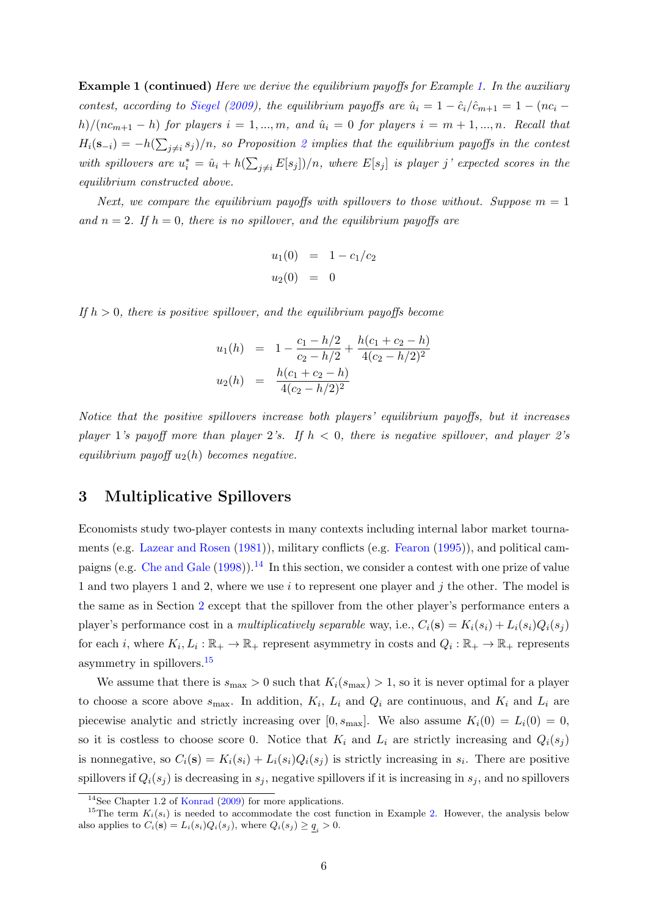**Example 1 (continued)** *Here we derive the equilibrium payoffs for Example 1. In the auxiliary contest, according to Siegel (2009), the equilibrium payoffs are* $\hat{u}_i = 1 - \hat{c}_i/\hat{c}_{m+1} = 1 - (nc_i - h)/(nc_{m+1} - h)$ *for players* $i = 1, ..., m$, *and* $\hat{u}_i = 0$ *for players* $i = m+1, ..., n$. *Recall that* $H_i(\mathbf{s}_{-i}) = -h(\sum_{j \neq i} s_j)/n$, *so Proposition 2 implies that the equilibrium payoffs in the contest with spillovers are* $u_i^* = \hat{u}_i + h(\sum_{j \neq i} E[s_j])/n$, *where* $E[s_j]$ *is player* $j$*' expected scores in the equilibrium constructed above.*

*Next, we compare the equilibrium payoffs with spillovers to those without. Suppose* $m = 1$ *and* $n = 2$. *If* $h = 0$, *there is no spillover, and the equilibrium payoffs are*

$$
\begin{aligned}
u_1(0) &= 1 - c_1/c_2 \\
u_2(0) &= 0
\end{aligned}
$$

*If* $h > 0$, *there is positive spillover, and the equilibrium payoffs become*

$$
\begin{aligned}
u_1(h) &= 1 - \frac{c_1 - h/2}{c_2 - h/2} + \frac{h(c_1 + c_2 - h)}{4(c_2 - h/2)^2} \\
u_2(h) &= \frac{h(c_1 + c_2 - h)}{4(c_2 - h/2)^2}
\end{aligned}
$$

*Notice that the positive spillovers increase both players' equilibrium payoffs, but it increases player 1's payoff more than player 2's. If* $h < 0$, *there is negative spillover, and player 2's equilibrium payoff* $u_2(h)$ *becomes negative.*

# 3 Multiplicative Spillovers

Economists study two-player contests in many contexts including internal labor market tournaments (e.g. Lazear and Rosen (1981)), military conflicts (e.g. Fearon (1995)), and political campaigns (e.g. Che and Gale (1998)).[14] In this section, we consider a contest with one prize of value 1 and two players 1 and 2, where we use $i$ to represent one player and $j$ the other. The model is the same as in Section 2 except that the spillover from the other player's performance enters a player's performance cost in a *multiplicatively separable* way, i.e., $C_i(\mathbf{s}) = K_i(s_i) + L_i(s_i)Q_i(s_j)$ for each $i$, where $K_i, L_i : \mathbb{R}_+ \to \mathbb{R}_+$ represent asymmetry in costs and $Q_i : \mathbb{R}_+ \to \mathbb{R}_+$ represents asymmetry in spillovers.[15]

We assume that there is $s_{\max} > 0$ such that $K_i(s_{\max}) > 1$, so it is never optimal for a player to choose a score above $s_{\max}$. In addition, $K_i$, $L_i$ and $Q_i$ are continuous, and $K_i$ and $L_i$ are piecewise analytic and strictly increasing over $[0, s_{\max}]$. We also assume $K_i(0) = L_i(0) = 0$, so it is costless to choose score 0. Notice that $K_i$ and $L_i$ are strictly increasing and $Q_i(s_j)$ is nonnegative, so $C_i(\mathbf{s}) = K_i(s_i) + L_i(s_i)Q_i(s_j)$ is strictly increasing in $s_i$. There are positive spillovers if $Q_i(s_j)$ is decreasing in $s_j$, negative spillovers if it is increasing in $s_j$, and no spillovers

[14] See Chapter 1.2 of Konrad (2009) for more applications.

[15] The term $K_i(s_i)$ is needed to accommodate the cost function in Example 2. However, the analysis below also applies to $C_i(\mathbf{s}) = L_i(s_i)Q_i(s_j)$, where $Q_i(s_j) \geq \underline{q}_i > 0$.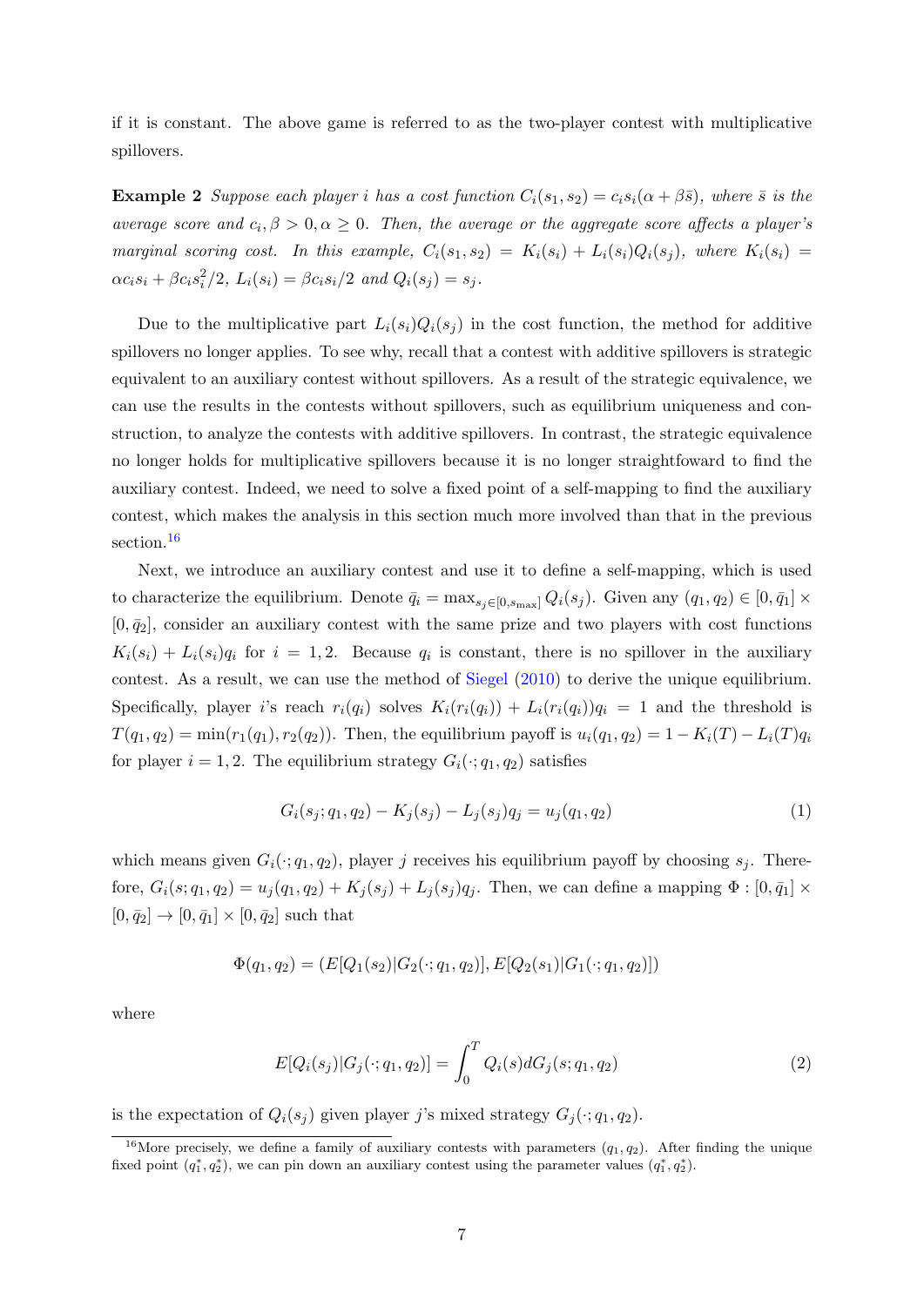if it is constant. The above game is referred to as the two-player contest with multiplicative spillovers.

**Example 2** *Suppose each player $i$ has a cost function $C_i(s_1, s_2) = c_i s_i(\alpha + \beta \bar{s})$, where $\bar{s}$ is the average score and $c_i, \beta > 0, \alpha \geq 0$. Then, the average or the aggregate score affects a player's marginal scoring cost. In this example, $C_i(s_1, s_2) = K_i(s_i) + L_i(s_i)Q_i(s_j)$, where $K_i(s_i) = \alpha c_i s_i + \beta c_i s_i^2/2$, $L_i(s_i) = \beta c_i s_i/2$ and $Q_i(s_j) = s_j$.*

Due to the multiplicative part $L_i(s_i)Q_i(s_j)$ in the cost function, the method for additive spillovers no longer applies. To see why, recall that a contest with additive spillovers is strategic equivalent to an auxiliary contest without spillovers. As a result of the strategic equivalence, we can use the results in the contests without spillovers, such as equilibrium uniqueness and construction, to analyze the contests with additive spillovers. In contrast, the strategic equivalence no longer holds for multiplicative spillovers because it is no longer straightfoward to find the auxiliary contest. Indeed, we need to solve a fixed point of a self-mapping to find the auxiliary contest, which makes the analysis in this section much more involved than that in the previous section.[16]

Next, we introduce an auxiliary contest and use it to define a self-mapping, which is used to characterize the equilibrium. Denote $\bar{q}_i = \max_{s_j \in [0, s_{\max}]} Q_i(s_j)$. Given any $(q_1, q_2) \in [0, \bar{q}_1] \times [0, \bar{q}_2]$, consider an auxiliary contest with the same prize and two players with cost functions $K_i(s_i) + L_i(s_i)q_i$ for $i = 1, 2$. Because $q_i$ is constant, there is no spillover in the auxiliary contest. As a result, we can use the method of Siegel (2010) to derive the unique equilibrium. Specifically, player $i$'s reach $r_i(q_i)$ solves $K_i(r_i(q_i)) + L_i(r_i(q_i))q_i = 1$ and the threshold is $T(q_1, q_2) = \min(r_1(q_1), r_2(q_2))$. Then, the equilibrium payoff is $u_i(q_1, q_2) = 1 - K_i(T) - L_i(T)q_i$ for player $i = 1, 2$. The equilibrium strategy $G_i(\cdot; q_1, q_2)$ satisfies

$$G_i(s_j; q_1, q_2) - K_j(s_j) - L_j(s_j)q_j = u_j(q_1, q_2) \tag{1}$$

which means given $G_i(\cdot; q_1, q_2)$, player $j$ receives his equilibrium payoff by choosing $s_j$. Therefore, $G_i(s; q_1, q_2) = u_j(q_1, q_2) + K_j(s_j) + L_j(s_j)q_j$. Then, we can define a mapping $\Phi : [0, \bar{q}_1] \times [0, \bar{q}_2] \to [0, \bar{q}_1] \times [0, \bar{q}_2]$ such that

$$\Phi(q_1, q_2) = (E[Q_1(s_2)|G_2(\cdot; q_1, q_2)], E[Q_2(s_1)|G_1(\cdot; q_1, q_2)])$$

where

$$E[Q_i(s_j)|G_j(\cdot; q_1, q_2)] = \int_0^T Q_i(s) dG_j(s; q_1, q_2) \tag{2}$$

is the expectation of $Q_i(s_j)$ given player $j$'s mixed strategy $G_j(\cdot; q_1, q_2)$.

[16] More precisely, we define a family of auxiliary contests with parameters $(q_1, q_2)$. After finding the unique fixed point $(q_1^*, q_2^*)$, we can pin down an auxiliary contest using the parameter values $(q_1^*, q_2^*)$.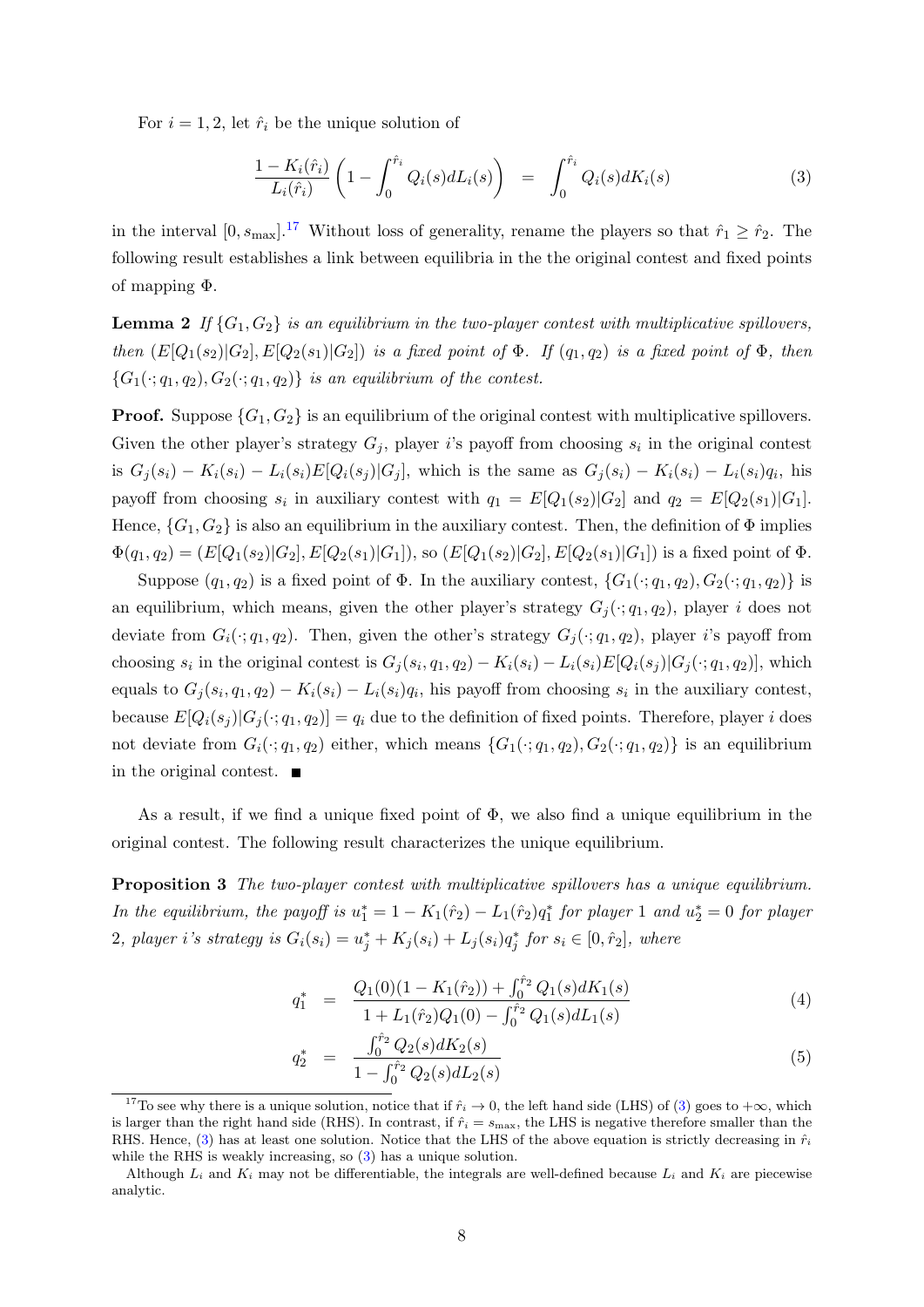For $i = 1, 2$, let $\hat{r}_i$ be the unique solution of

$$\frac{1 - K_i(\hat{r}_i)}{L_i(\hat{r}_i)} \left(1 - \int_0^{\hat{r}_i} Q_i(s) dL_i(s)\right) = \int_0^{\hat{r}_i} Q_i(s) dK_i(s) \tag{3}$$

in the interval $[0, s_{\max}]$.[17] Without loss of generality, rename the players so that $\hat{r}_1 \geq \hat{r}_2$. The following result establishes a link between equilibria in the the original contest and fixed points of mapping $\Phi$.

**Lemma 2** *If $\{G_1, G_2\}$ is an equilibrium in the two-player contest with multiplicative spillovers, then $(E[Q_1(s_2)|G_2], E[Q_2(s_1)|G_2])$ is a fixed point of $\Phi$. If $(q_1, q_2)$ is a fixed point of $\Phi$, then $\{G_1(\cdot; q_1, q_2), G_2(\cdot; q_1, q_2)\}$ is an equilibrium of the contest.*

**Proof.** Suppose $\{G_1, G_2\}$ is an equilibrium of the original contest with multiplicative spillovers. Given the other player's strategy $G_j$, player $i$'s payoff from choosing $s_i$ in the original contest is $G_j(s_i) - K_i(s_i) - L_i(s_i)E[Q_i(s_j)|G_j]$, which is the same as $G_j(s_i) - K_i(s_i) - L_i(s_i)q_i$, his payoff from choosing $s_i$ in auxiliary contest with $q_1 = E[Q_1(s_2)|G_2]$ and $q_2 = E[Q_2(s_1)|G_1]$. Hence, $\{G_1, G_2\}$ is also an equilibrium in the auxiliary contest. Then, the definition of $\Phi$ implies $\Phi(q_1, q_2) = (E[Q_1(s_2)|G_2], E[Q_2(s_1)|G_1])$, so $(E[Q_1(s_2)|G_2], E[Q_2(s_1)|G_1])$ is a fixed point of $\Phi$.

Suppose $(q_1, q_2)$ is a fixed point of $\Phi$. In the auxiliary contest, $\{G_1(\cdot; q_1, q_2), G_2(\cdot; q_1, q_2)\}$ is an equilibrium, which means, given the other player's strategy $G_j(\cdot; q_1, q_2)$, player $i$ does not deviate from $G_i(\cdot; q_1, q_2)$. Then, given the other's strategy $G_j(\cdot; q_1, q_2)$, player $i$'s payoff from choosing $s_i$ in the original contest is $G_j(s_i, q_1, q_2) - K_i(s_i) - L_i(s_i)E[Q_i(s_j)|G_j(\cdot; q_1, q_2)]$, which equals to $G_j(s_i, q_1, q_2) - K_i(s_i) - L_i(s_i)q_i$, his payoff from choosing $s_i$ in the auxiliary contest, because $E[Q_i(s_j)|G_j(\cdot; q_1, q_2)] = q_i$ due to the definition of fixed points. Therefore, player $i$ does not deviate from $G_i(\cdot; q_1, q_2)$ either, which means $\{G_1(\cdot; q_1, q_2), G_2(\cdot; q_1, q_2)\}$ is an equilibrium in the original contest. ■

As a result, if we find a unique fixed point of $\Phi$, we also find a unique equilibrium in the original contest. The following result characterizes the unique equilibrium.

**Proposition 3** *The two-player contest with multiplicative spillovers has a unique equilibrium. In the equilibrium, the payoff is $u_1^* = 1 - K_1(\hat{r}_2) - L_1(\hat{r}_2)q_1^*$ for player 1 and $u_2^* = 0$ for player 2, player $i$'s strategy is $G_i(s_i) = u_j^* + K_j(s_i) + L_j(s_i)q_j^*$ for $s_i \in [0, \hat{r}_2]$, where*

$$q_1^* = \frac{Q_1(0)(1 - K_1(\hat{r}_2)) + \int_0^{\hat{r}_2} Q_1(s) dK_1(s)}{1 + L_1(\hat{r}_2)Q_1(0) - \int_0^{\hat{r}_2} Q_1(s) dL_1(s)} \tag{4}$$

$$q_2^* = \frac{\int_0^{\hat{r}_2} Q_2(s) dK_2(s)}{1 - \int_0^{\hat{r}_2} Q_2(s) dL_2(s)} \tag{5}$$

[17] To see why there is a unique solution, notice that if $\hat{r}_i \to 0$, the left hand side (LHS) of (3) goes to $+\infty$, which is larger than the right hand side (RHS). In contrast, if $\hat{r}_i = s_{\max}$, the LHS is negative therefore smaller than the RHS. Hence, (3) has at least one solution. Notice that the LHS of the above equation is strictly decreasing in $\hat{r}_i$ while the RHS is weakly increasing, so (3) has a unique solution.

Although $L_i$ and $K_i$ may not be differentiable, the integrals are well-defined because $L_i$ and $K_i$ are piecewise analytic.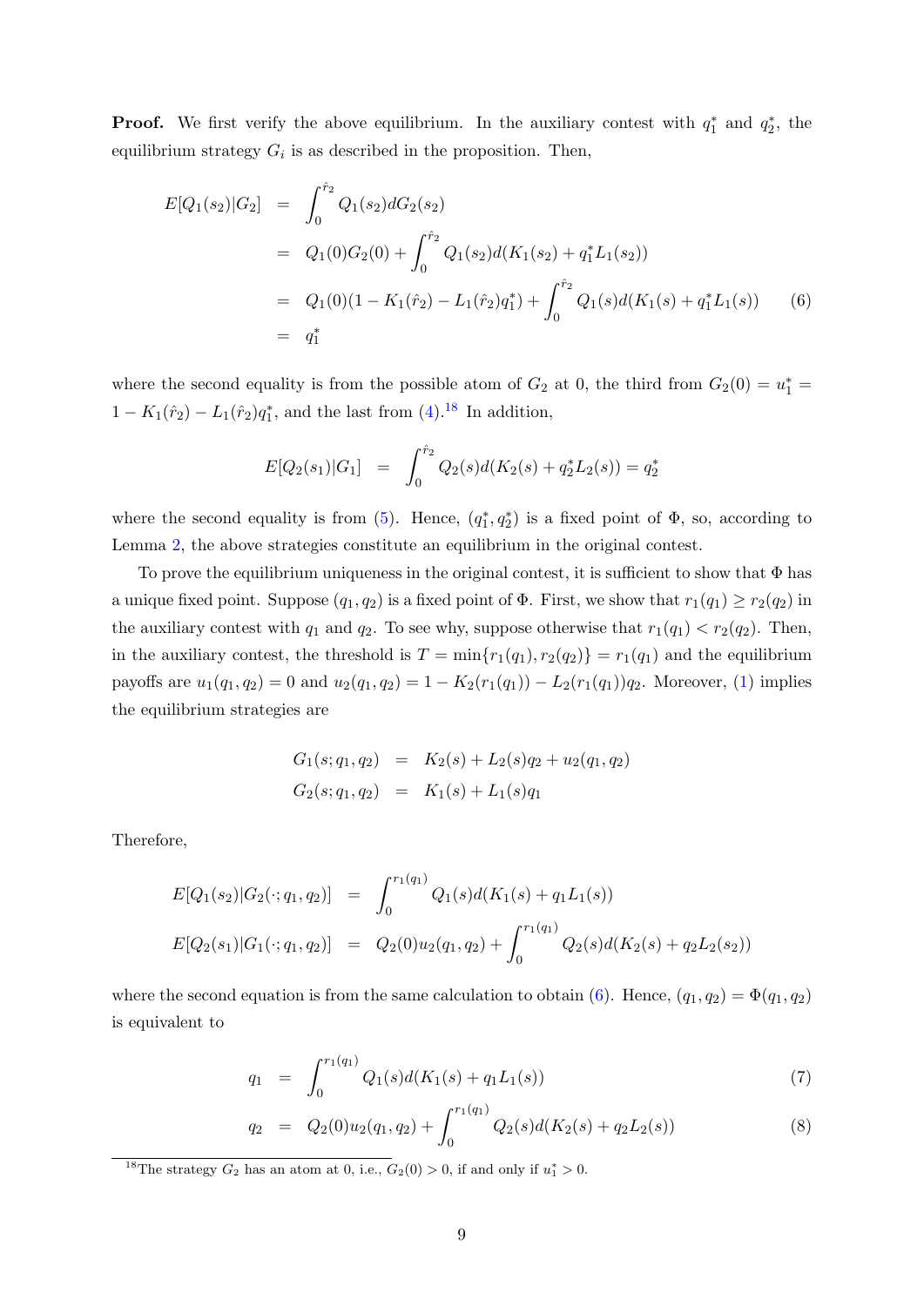**Proof.** We first verify the above equilibrium. In the auxiliary contest with $q_1^*$ and $q_2^*$, the equilibrium strategy $G_i$ is as described in the proposition. Then,

$$
\begin{aligned}
E[Q_1(s_2)|G_2] &= \int_0^{\hat{r}_2} Q_1(s_2)dG_2(s_2) \\
&= Q_1(0)G_2(0) + \int_0^{\hat{r}_2} Q_1(s_2)d(K_1(s_2) + q_1^* L_1(s_2)) \\
&= Q_1(0)(1 - K_1(\hat{r}_2) - L_1(\hat{r}_2)q_1^*) + \int_0^{\hat{r}_2} Q_1(s)d(K_1(s) + q_1^* L_1(s)) \qquad (6) \\
&= q_1^*
\end{aligned}
$$

where the second equality is from the possible atom of $G_2$ at 0, the third from $G_2(0) = u_1^* = 1 - K_1(\hat{r}_2) - L_1(\hat{r}_2)q_1^*$, and the last from (4).[18] In addition,

$$
E[Q_2(s_1)|G_1] = \int_0^{\hat{r}_2} Q_2(s)d(K_2(s) + q_2^* L_2(s)) = q_2^*
$$

where the second equality is from (5). Hence, $(q_1^*, q_2^*)$ is a fixed point of $\Phi$, so, according to Lemma 2, the above strategies constitute an equilibrium in the original contest.

To prove the equilibrium uniqueness in the original contest, it is sufficient to show that $\Phi$ has a unique fixed point. Suppose $(q_1, q_2)$ is a fixed point of $\Phi$. First, we show that $r_1(q_1) \geq r_2(q_2)$ in the auxiliary contest with $q_1$ and $q_2$. To see why, suppose otherwise that $r_1(q_1) < r_2(q_2)$. Then, in the auxiliary contest, the threshold is $T = \min\{r_1(q_1), r_2(q_2)\} = r_1(q_1)$ and the equilibrium payoffs are $u_1(q_1, q_2) = 0$ and $u_2(q_1, q_2) = 1 - K_2(r_1(q_1)) - L_2(r_1(q_1))q_2$. Moreover, (1) implies the equilibrium strategies are

$$
\begin{aligned}
G_1(s; q_1, q_2) &= K_2(s) + L_2(s)q_2 + u_2(q_1, q_2) \\
G_2(s; q_1, q_2) &= K_1(s) + L_1(s)q_1
\end{aligned}
$$

Therefore,

$$
\begin{aligned}
E[Q_1(s_2)|G_2(\cdot; q_1, q_2)] &= \int_0^{r_1(q_1)} Q_1(s)d(K_1(s) + q_1 L_1(s)) \\
E[Q_2(s_1)|G_1(\cdot; q_1, q_2)] &= Q_2(0)u_2(q_1, q_2) + \int_0^{r_1(q_1)} Q_2(s)d(K_2(s) + q_2 L_2(s_2))
\end{aligned}
$$

where the second equation is from the same calculation to obtain (6). Hence, $(q_1, q_2) = \Phi(q_1, q_2)$ is equivalent to

$$
q_1 = \int_0^{r_1(q_1)} Q_1(s)d(K_1(s) + q_1 L_1(s)) \qquad (7)
$$

$$
q_2 = Q_2(0)u_2(q_1, q_2) + \int_0^{r_1(q_1)} Q_2(s)d(K_2(s) + q_2 L_2(s)) \qquad (8)
$$

[18] The strategy $G_2$ has an atom at 0, i.e., $G_2(0) > 0$, if and only if $u_1^* > 0$.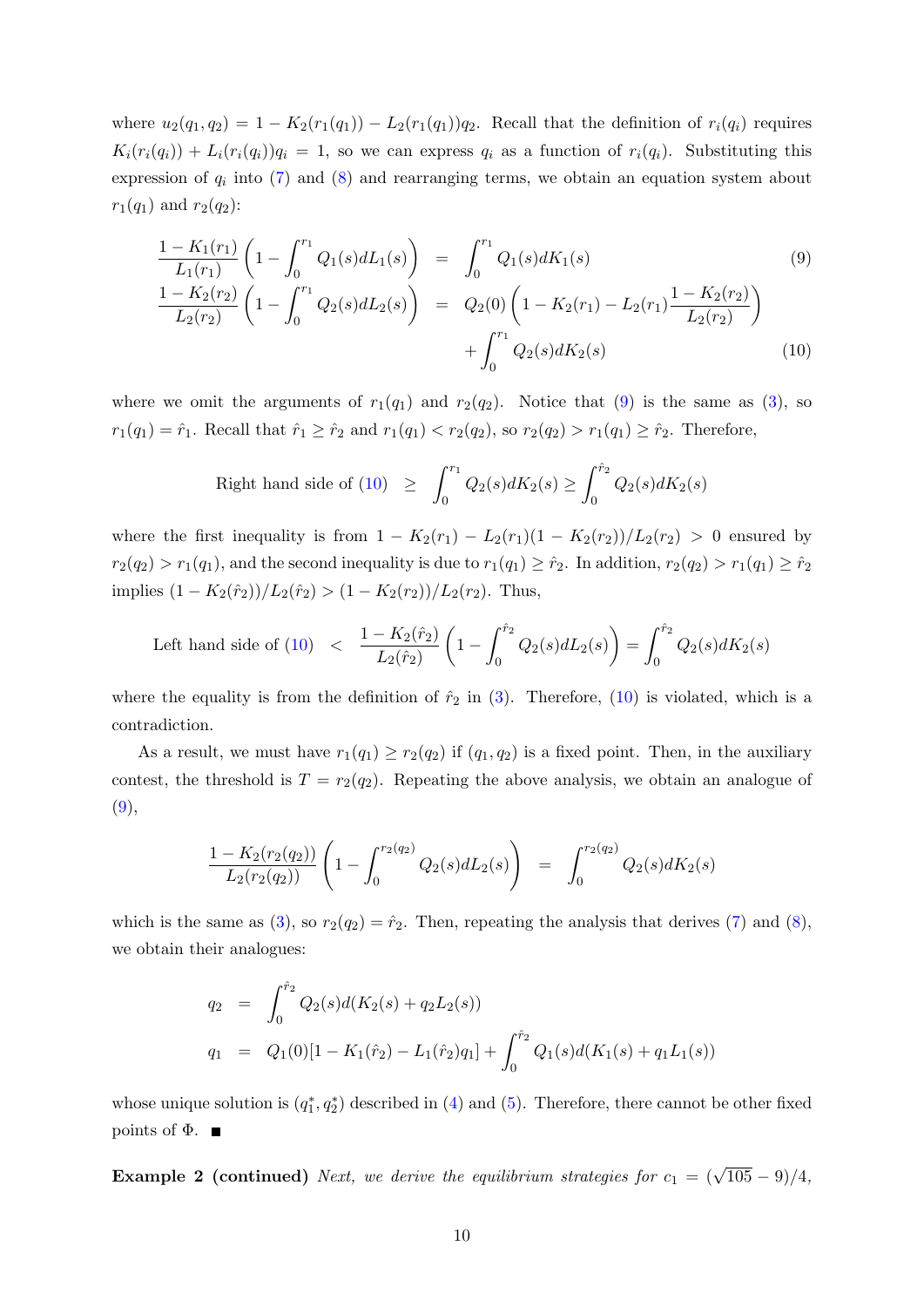where $u_2(q_1, q_2) = 1 - K_2(r_1(q_1)) - L_2(r_1(q_1))q_2$. Recall that the definition of $r_i(q_i)$ requires $K_i(r_i(q_i)) + L_i(r_i(q_i))q_i = 1$, so we can express $q_i$ as a function of $r_i(q_i)$. Substituting this expression of $q_i$ into (7) and (8) and rearranging terms, we obtain an equation system about $r_1(q_1)$ and $r_2(q_2)$:

$$
\begin{aligned}
\frac{1-K_1(r_1)}{L_1(r_1)}\left(1-\int_0^{r_1} Q_1(s)dL_1(s)\right) &= \int_0^{r_1} Q_1(s)dK_1(s) && (9)\\
\frac{1-K_2(r_2)}{L_2(r_2)}\left(1-\int_0^{r_1} Q_2(s)dL_2(s)\right) &= Q_2(0)\left(1-K_2(r_1)-L_2(r_1)\frac{1-K_2(r_2)}{L_2(r_2)}\right) \\
&\quad + \int_0^{r_1} Q_2(s)dK_2(s) && (10)
\end{aligned}
$$

where we omit the arguments of $r_1(q_1)$ and $r_2(q_2)$. Notice that (9) is the same as (3), so $r_1(q_1) = \hat{r}_1$. Recall that $\hat{r}_1 \geq \hat{r}_2$ and $r_1(q_1) < r_2(q_2)$, so $r_2(q_2) > r_1(q_1) \geq \hat{r}_2$. Therefore,

$$
\text{Right hand side of (10)} \quad \geq \quad \int_0^{r_1} Q_2(s)dK_2(s) \geq \int_0^{\hat{r}_2} Q_2(s)dK_2(s)
$$

where the first inequality is from $1 - K_2(r_1) - L_2(r_1)(1 - K_2(r_2))/L_2(r_2) > 0$ ensured by $r_2(q_2) > r_1(q_1)$, and the second inequality is due to $r_1(q_1) \geq \hat{r}_2$. In addition, $r_2(q_2) > r_1(q_1) \geq \hat{r}_2$ implies $(1 - K_2(\hat{r}_2))/L_2(\hat{r}_2) > (1 - K_2(r_2))/L_2(r_2)$. Thus,

$$
\text{Left hand side of (10)} \quad < \quad \frac{1-K_2(\hat{r}_2)}{L_2(\hat{r}_2)}\left(1-\int_0^{\hat{r}_2} Q_2(s)dL_2(s)\right) = \int_0^{\hat{r}_2} Q_2(s)dK_2(s)
$$

where the equality is from the definition of $\hat{r}_2$ in (3). Therefore, (10) is violated, which is a contradiction.

As a result, we must have $r_1(q_1) \geq r_2(q_2)$ if $(q_1, q_2)$ is a fixed point. Then, in the auxiliary contest, the threshold is $T = r_2(q_2)$. Repeating the above analysis, we obtain an analogue of (9),

$$
\frac{1-K_2(r_2(q_2))}{L_2(r_2(q_2))}\left(1-\int_0^{r_2(q_2)} Q_2(s)dL_2(s)\right) \quad = \quad \int_0^{r_2(q_2)} Q_2(s)dK_2(s)
$$

which is the same as (3), so $r_2(q_2) = \hat{r}_2$. Then, repeating the analysis that derives (7) and (8), we obtain their analogues:

$$
\begin{aligned}
q_2 &= \int_0^{\hat{r}_2} Q_2(s)d(K_2(s) + q_2L_2(s)) \\
q_1 &= Q_1(0)[1 - K_1(\hat{r}_2) - L_1(\hat{r}_2)q_1] + \int_0^{\hat{r}_2} Q_1(s)d(K_1(s) + q_1L_1(s))
\end{aligned}
$$

whose unique solution is $(q_1^*, q_2^*)$ described in (4) and (5). Therefore, there cannot be other fixed points of $\Phi$. ■

**Example 2 (continued)** *Next, we derive the equilibrium strategies for* $c_1 = (\sqrt{105} - 9)/4$,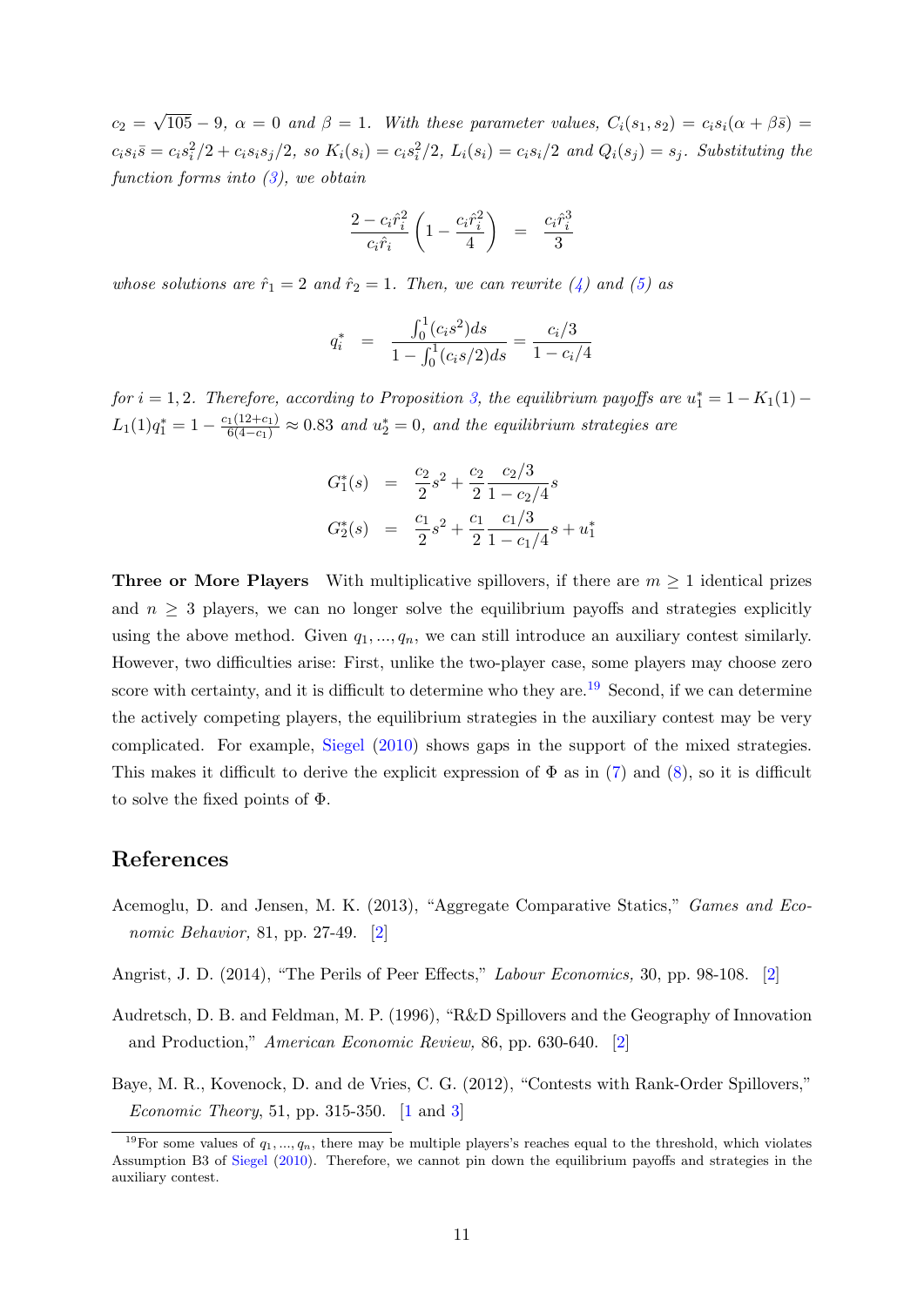$c_2 = \sqrt{105} - 9$, $\alpha = 0$ and $\beta = 1$. *With these parameter values,* $C_i(s_1, s_2) = c_i s_i(\alpha + \beta \bar{s}) = c_i s_i \bar{s} = c_i s_i^2/2 + c_i s_i s_j/2$, *so* $K_i(s_i) = c_i s_i^2/2$, $L_i(s_i) = c_i s_i/2$ *and* $Q_i(s_j) = s_j$. *Substituting the function forms into (3), we obtain*

$$\frac{2 - c_i \hat{r}_i^2}{c_i \hat{r}_i} \left(1 - \frac{c_i \hat{r}_i^2}{4}\right) = \frac{c_i \hat{r}_i^3}{3}$$

*whose solutions are* $\hat{r}_1 = 2$ *and* $\hat{r}_2 = 1$. *Then, we can rewrite (4) and (5) as*

$$q_i^* = \frac{\int_0^1 (c_i s^2) ds}{1 - \int_0^1 (c_i s/2) ds} = \frac{c_i/3}{1 - c_i/4}$$

*for* $i = 1, 2$. *Therefore, according to Proposition 3, the equilibrium payoffs are* $u_1^* = 1 - K_1(1) - L_1(1) q_1^* = 1 - \frac{c_1(12 + c_1)}{6(4 - c_1)} \approx 0.83$ *and* $u_2^* = 0$, *and the equilibrium strategies are*

$$\begin{aligned} G_1^*(s) &= \frac{c_2}{2} s^2 + \frac{c_2}{2} \frac{c_2/3}{1 - c_2/4} s \\ G_2^*(s) &= \frac{c_1}{2} s^2 + \frac{c_1}{2} \frac{c_1/3}{1 - c_1/4} s + u_1^* \end{aligned}$$

**Three or More Players** With multiplicative spillovers, if there are $m \geq 1$ identical prizes and $n \geq 3$ players, we can no longer solve the equilibrium payoffs and strategies explicitly using the above method. Given $q_1, ..., q_n$, we can still introduce an auxiliary contest similarly. However, two difficulties arise: First, unlike the two-player case, some players may choose zero score with certainty, and it is difficult to determine who they are.[19] Second, if we can determine the actively competing players, the equilibrium strategies in the auxiliary contest may be very complicated. For example, Siegel (2010) shows gaps in the support of the mixed strategies. This makes it difficult to derive the explicit expression of $\Phi$ as in (7) and (8), so it is difficult to solve the fixed points of $\Phi$.

## References

Acemoglu, D. and Jensen, M. K. (2013), "Aggregate Comparative Statics," *Games and Economic Behavior,* 81, pp. 27-49. [2]

Angrist, J. D. (2014), "The Perils of Peer Effects," *Labour Economics,* 30, pp. 98-108. [2]

Audretsch, D. B. and Feldman, M. P. (1996), "R&D Spillovers and the Geography of Innovation and Production," *American Economic Review,* 86, pp. 630-640. [2]

Baye, M. R., Kovenock, D. and de Vries, C. G. (2012), "Contests with Rank-Order Spillovers," *Economic Theory,* 51, pp. 315-350. [1 and 3]

[19] For some values of $q_1, ..., q_n$, there may be multiple players's reaches equal to the threshold, which violates Assumption B3 of Siegel (2010). Therefore, we cannot pin down the equilibrium payoffs and strategies in the auxiliary contest.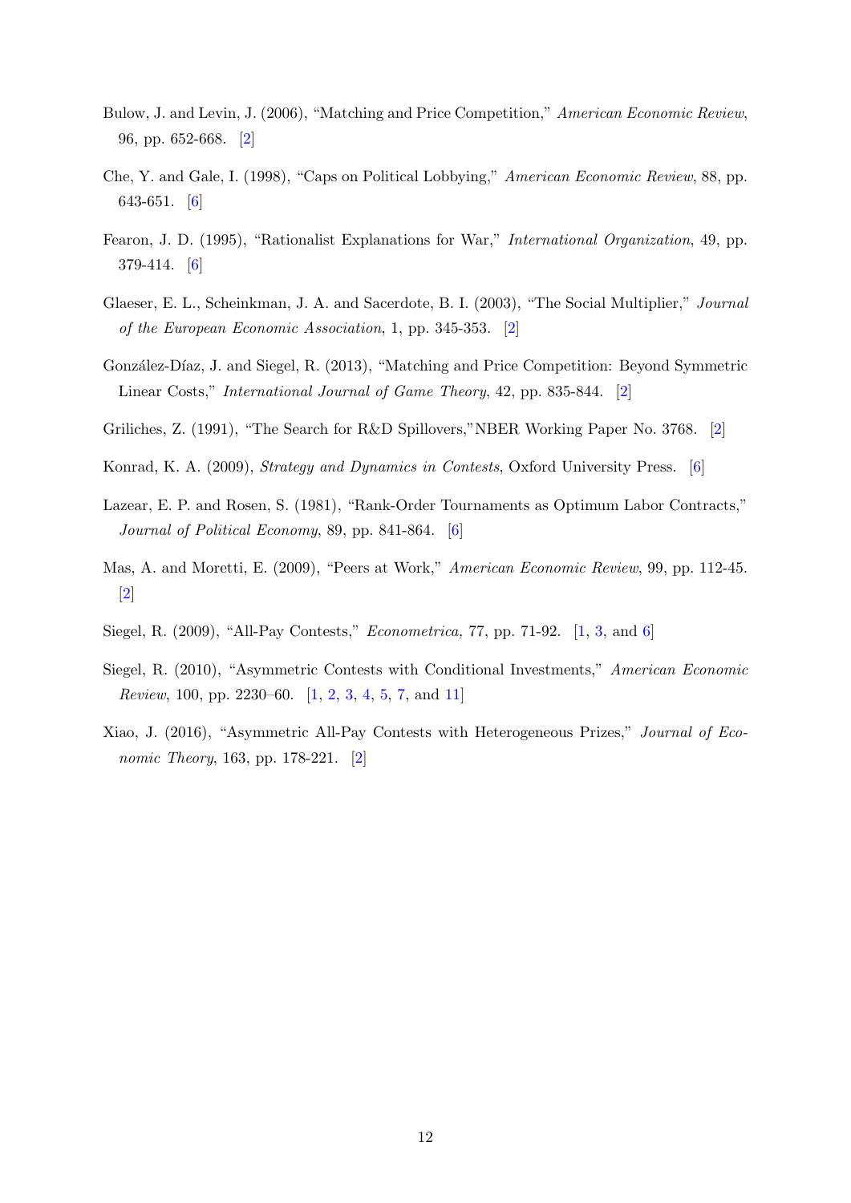Bulow, J. and Levin, J. (2006), "Matching and Price Competition," *American Economic Review*, 96, pp. 652-668. [2]

Che, Y. and Gale, I. (1998), "Caps on Political Lobbying," *American Economic Review*, 88, pp. 643-651. [6]

Fearon, J. D. (1995), "Rationalist Explanations for War," *International Organization*, 49, pp. 379-414. [6]

Glaeser, E. L., Scheinkman, J. A. and Sacerdote, B. I. (2003), "The Social Multiplier," *Journal of the European Economic Association*, 1, pp. 345-353. [2]

González-Díaz, J. and Siegel, R. (2013), "Matching and Price Competition: Beyond Symmetric Linear Costs," *International Journal of Game Theory*, 42, pp. 835-844. [2]

Griliches, Z. (1991), "The Search for R&D Spillovers,"NBER Working Paper No. 3768. [2]

Konrad, K. A. (2009), *Strategy and Dynamics in Contests*, Oxford University Press. [6]

Lazear, E. P. and Rosen, S. (1981), "Rank-Order Tournaments as Optimum Labor Contracts," *Journal of Political Economy*, 89, pp. 841-864. [6]

Mas, A. and Moretti, E. (2009), "Peers at Work," *American Economic Review*, 99, pp. 112-45. [2]

Siegel, R. (2009), "All-Pay Contests," *Econometrica,* 77, pp. 71-92. [1, 3, and 6]

Siegel, R. (2010), "Asymmetric Contests with Conditional Investments," *American Economic Review*, 100, pp. 2230–60. [1, 2, 3, 4, 5, 7, and 11]

Xiao, J. (2016), "Asymmetric All-Pay Contests with Heterogeneous Prizes," *Journal of Economic Theory*, 163, pp. 178-221. [2]